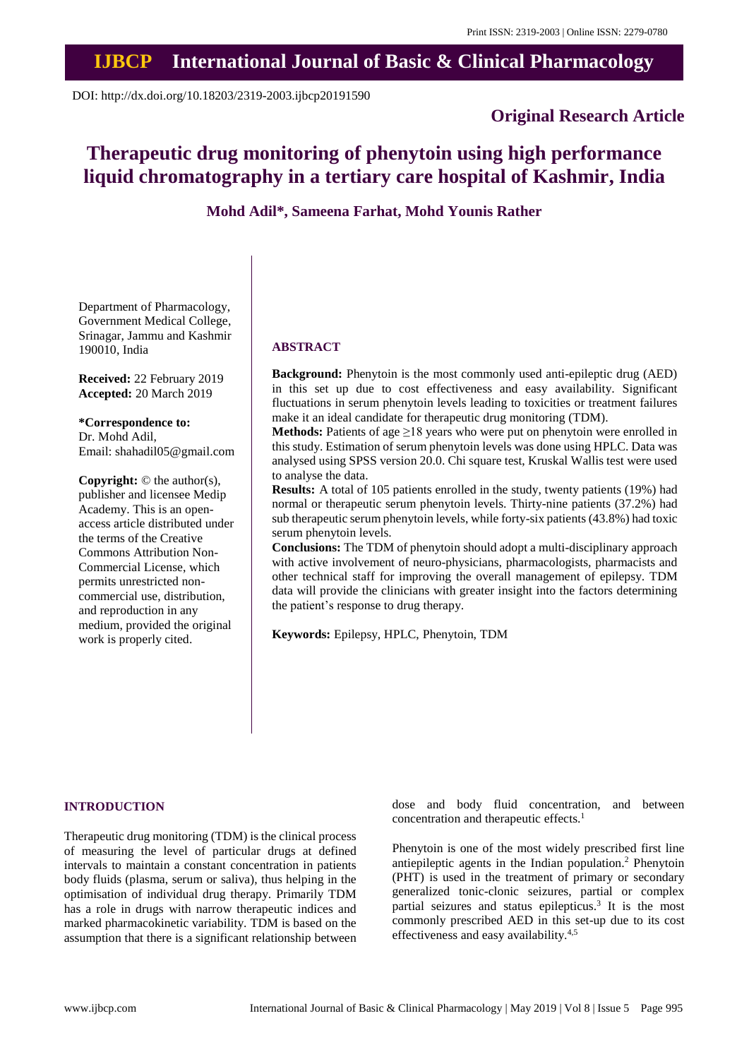Print ISSN: 2319-2003 | Online ISSN: 2279-0780

# IJBCP International Journal of Basic & Clinical Pharmacology

DOI: http://dx.doi.org/10.18203/2319-2003.ijbcp20191590

**Original Research Article**

# Therapeutic drug monitoring of phenytoin using high performance liquid chromatography in a tertiary care hospital of Kashmir, India

**Mohd Adil\*, Sameena Farhat, Mohd Younis Rather**

Department of Pharmacology, Government Medical College, Srinagar, Jammu and Kashmir 190010, India

**Received:** 22 February 2019
**Accepted:** 20 March 2019

**\*Correspondence to:**
Dr. Mohd Adil,
Email: shahadil05@gmail.com

**Copyright:** © the author(s), publisher and licensee Medip Academy. This is an open-access article distributed under the terms of the Creative Commons Attribution Non-Commercial License, which permits unrestricted non-commercial use, distribution, and reproduction in any medium, provided the original work is properly cited.

## ABSTRACT

**Background:** Phenytoin is the most commonly used anti-epileptic drug (AED) in this set up due to cost effectiveness and easy availability. Significant fluctuations in serum phenytoin levels leading to toxicities or treatment failures make it an ideal candidate for therapeutic drug monitoring (TDM).

**Methods:** Patients of age ≥18 years who were put on phenytoin were enrolled in this study. Estimation of serum phenytoin levels was done using HPLC. Data was analysed using SPSS version 20.0. Chi square test, Kruskal Wallis test were used to analyse the data.

**Results:** A total of 105 patients enrolled in the study, twenty patients (19%) had normal or therapeutic serum phenytoin levels. Thirty-nine patients (37.2%) had sub therapeutic serum phenytoin levels, while forty-six patients (43.8%) had toxic serum phenytoin levels.

**Conclusions:** The TDM of phenytoin should adopt a multi-disciplinary approach with active involvement of neuro-physicians, pharmacologists, pharmacists and other technical staff for improving the overall management of epilepsy. TDM data will provide the clinicians with greater insight into the factors determining the patient's response to drug therapy.

**Keywords:** Epilepsy, HPLC, Phenytoin, TDM

## INTRODUCTION

Therapeutic drug monitoring (TDM) is the clinical process of measuring the level of particular drugs at defined intervals to maintain a constant concentration in patients body fluids (plasma, serum or saliva), thus helping in the optimisation of individual drug therapy. Primarily TDM has a role in drugs with narrow therapeutic indices and marked pharmacokinetic variability. TDM is based on the assumption that there is a significant relationship between dose and body fluid concentration, and between concentration and therapeutic effects.[1]

Phenytoin is one of the most widely prescribed first line antiepileptic agents in the Indian population.[2] Phenytoin (PHT) is used in the treatment of primary or secondary generalized tonic-clonic seizures, partial or complex partial seizures and status epilepticus.[3] It is the most commonly prescribed AED in this set-up due to its cost effectiveness and easy availability.[4,5]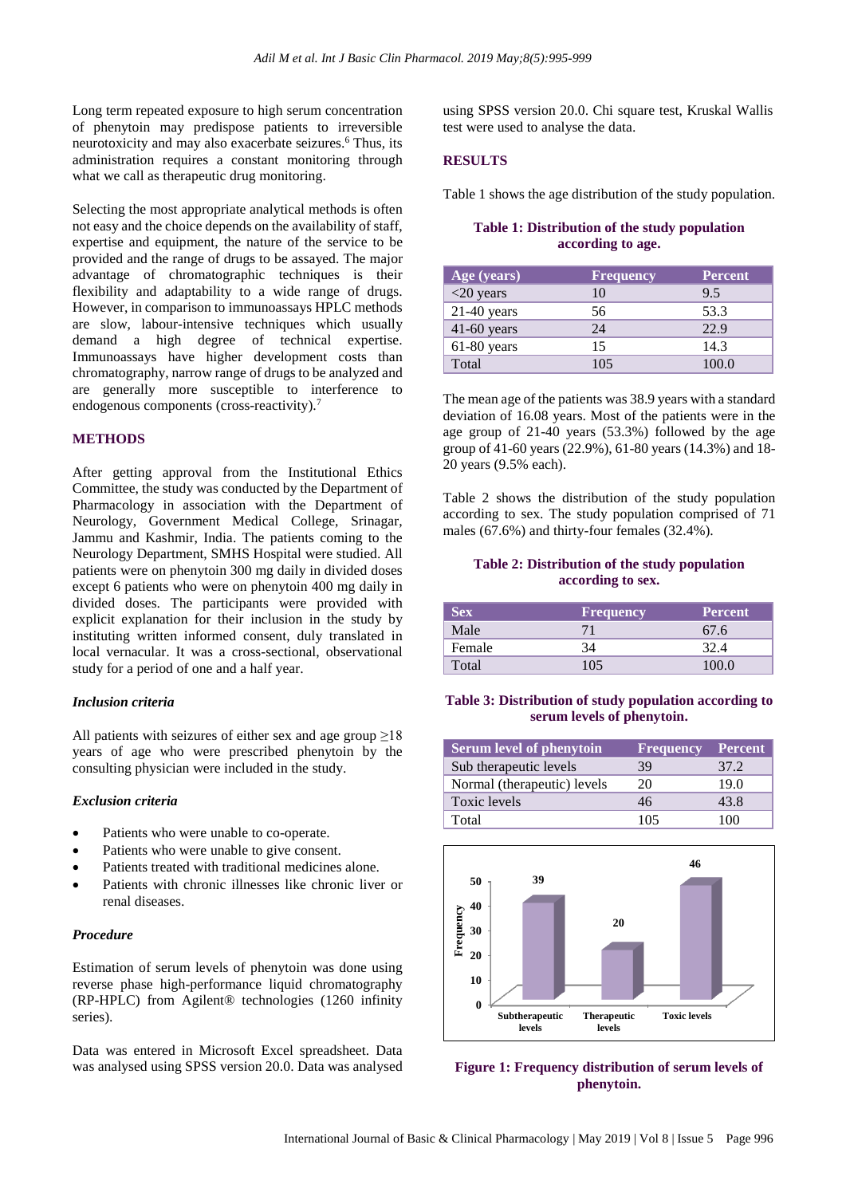Long term repeated exposure to high serum concentration of phenytoin may predispose patients to irreversible neurotoxicity and may also exacerbate seizures.[6] Thus, its administration requires a constant monitoring through what we call as therapeutic drug monitoring.

Selecting the most appropriate analytical methods is often not easy and the choice depends on the availability of staff, expertise and equipment, the nature of the service to be provided and the range of drugs to be assayed. The major advantage of chromatographic techniques is their flexibility and adaptability to a wide range of drugs. However, in comparison to immunoassays HPLC methods are slow, labour-intensive techniques which usually demand a high degree of technical expertise. Immunoassays have higher development costs than chromatography, narrow range of drugs to be analyzed and are generally more susceptible to interference to endogenous components (cross-reactivity).[7]

## METHODS

After getting approval from the Institutional Ethics Committee, the study was conducted by the Department of Pharmacology in association with the Department of Neurology, Government Medical College, Srinagar, Jammu and Kashmir, India. The patients coming to the Neurology Department, SMHS Hospital were studied. All patients were on phenytoin 300 mg daily in divided doses except 6 patients who were on phenytoin 400 mg daily in divided doses. The participants were provided with explicit explanation for their inclusion in the study by instituting written informed consent, duly translated in local vernacular. It was a cross-sectional, observational study for a period of one and a half year.

### *Inclusion criteria*

All patients with seizures of either sex and age group ≥18 years of age who were prescribed phenytoin by the consulting physician were included in the study.

### *Exclusion criteria*

- Patients who were unable to co-operate.
- Patients who were unable to give consent.
- Patients treated with traditional medicines alone.
- Patients with chronic illnesses like chronic liver or renal diseases.

### *Procedure*

Estimation of serum levels of phenytoin was done using reverse phase high-performance liquid chromatography (RP-HPLC) from Agilent® technologies (1260 infinity series).

Data was entered in Microsoft Excel spreadsheet. Data was analysed using SPSS version 20.0. Data was analysed using SPSS version 20.0. Chi square test, Kruskal Wallis test were used to analyse the data.

## RESULTS

Table 1 shows the age distribution of the study population.

**Table 1: Distribution of the study population according to age.**

| Age (years) | Frequency | Percent |
|---|---|---|
| <20 years | 10 | 9.5 |
| 21-40 years | 56 | 53.3 |
| 41-60 years | 24 | 22.9 |
| 61-80 years | 15 | 14.3 |
| Total | 105 | 100.0 |

The mean age of the patients was 38.9 years with a standard deviation of 16.08 years. Most of the patients were in the age group of 21-40 years (53.3%) followed by the age group of 41-60 years (22.9%), 61-80 years (14.3%) and 18-20 years (9.5% each).

Table 2 shows the distribution of the study population according to sex. The study population comprised of 71 males (67.6%) and thirty-four females (32.4%).

**Table 2: Distribution of the study population according to sex.**

| Sex | Frequency | Percent |
|---|---|---|
| Male | 71 | 67.6 |
| Female | 34 | 32.4 |
| Total | 105 | 100.0 |

**Table 3: Distribution of study population according to serum levels of phenytoin.**

| Serum level of phenytoin | Frequency | Percent |
|---|---|---|
| Sub therapeutic levels | 39 | 37.2 |
| Normal (therapeutic) levels | 20 | 19.0 |
| Toxic levels | 46 | 43.8 |
| Total | 105 | 100 |

**Figure 1: Frequency distribution of serum levels of phenytoin.**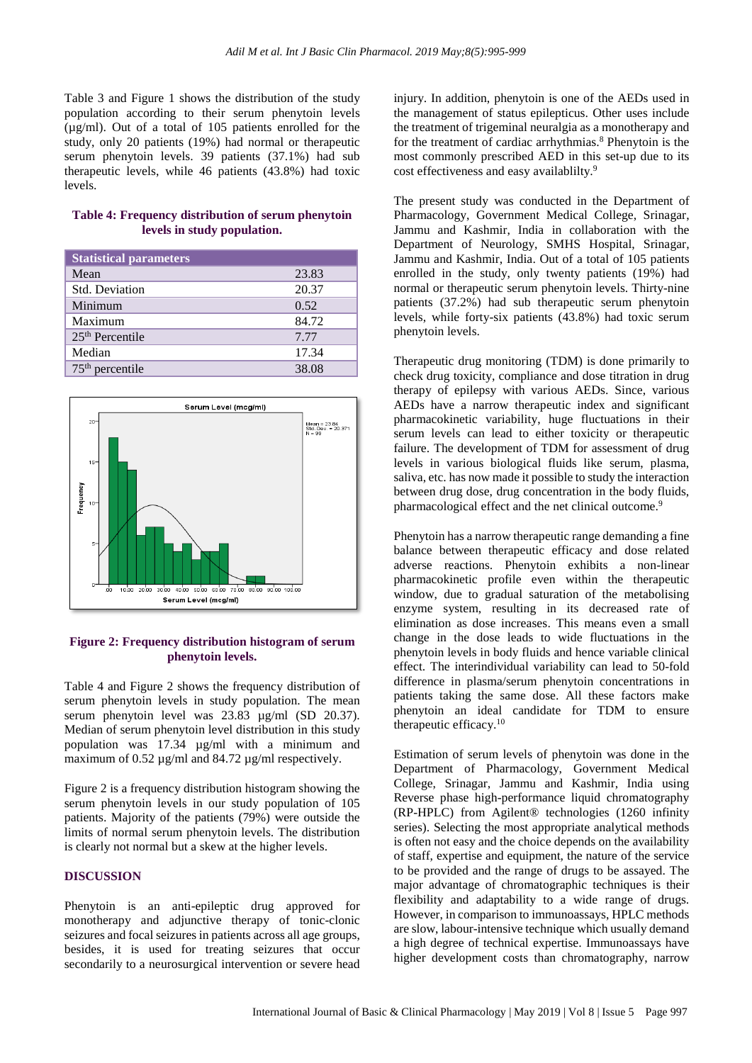Table 3 and Figure 1 shows the distribution of the study population according to their serum phenytoin levels (µg/ml). Out of a total of 105 patients enrolled for the study, only 20 patients (19%) had normal or therapeutic serum phenytoin levels. 39 patients (37.1%) had sub therapeutic levels, while 46 patients (43.8%) had toxic levels.

**Table 4: Frequency distribution of serum phenytoin levels in study population.**

| Statistical parameters | |
|---|---|
| Mean | 23.83 |
| Std. Deviation | 20.37 |
| Minimum | 0.52 |
| Maximum | 84.72 |
| 25th Percentile | 7.77 |
| Median | 17.34 |
| 75th percentile | 38.08 |

**Figure 2: Frequency distribution histogram of serum phenytoin levels.**

Table 4 and Figure 2 shows the frequency distribution of serum phenytoin levels in study population. The mean serum phenytoin level was 23.83 µg/ml (SD 20.37). Median of serum phenytoin level distribution in this study population was 17.34 µg/ml with a minimum and maximum of 0.52 µg/ml and 84.72 µg/ml respectively.

Figure 2 is a frequency distribution histogram showing the serum phenytoin levels in our study population of 105 patients. Majority of the patients (79%) were outside the limits of normal serum phenytoin levels. The distribution is clearly not normal but a skew at the higher levels.

## DISCUSSION

Phenytoin is an anti-epileptic drug approved for monotherapy and adjunctive therapy of tonic-clonic seizures and focal seizures in patients across all age groups, besides, it is used for treating seizures that occur secondarily to a neurosurgical intervention or severe head injury. In addition, phenytoin is one of the AEDs used in the management of status epilepticus. Other uses include the treatment of trigeminal neuralgia as a monotherapy and for the treatment of cardiac arrhythmias.[8] Phenytoin is the most commonly prescribed AED in this set-up due to its cost effectiveness and easy availablilty.[9]

The present study was conducted in the Department of Pharmacology, Government Medical College, Srinagar, Jammu and Kashmir, India in collaboration with the Department of Neurology, SMHS Hospital, Srinagar, Jammu and Kashmir, India. Out of a total of 105 patients enrolled in the study, only twenty patients (19%) had normal or therapeutic serum phenytoin levels. Thirty-nine patients (37.2%) had sub therapeutic serum phenytoin levels, while forty-six patients (43.8%) had toxic serum phenytoin levels.

Therapeutic drug monitoring (TDM) is done primarily to check drug toxicity, compliance and dose titration in drug therapy of epilepsy with various AEDs. Since, various AEDs have a narrow therapeutic index and significant pharmacokinetic variability, huge fluctuations in their serum levels can lead to either toxicity or therapeutic failure. The development of TDM for assessment of drug levels in various biological fluids like serum, plasma, saliva, etc. has now made it possible to study the interaction between drug dose, drug concentration in the body fluids, pharmacological effect and the net clinical outcome.[9]

Phenytoin has a narrow therapeutic range demanding a fine balance between therapeutic efficacy and dose related adverse reactions. Phenytoin exhibits a non-linear pharmacokinetic profile even within the therapeutic window, due to gradual saturation of the metabolising enzyme system, resulting in its decreased rate of elimination as dose increases. This means even a small change in the dose leads to wide fluctuations in the phenytoin levels in body fluids and hence variable clinical effect. The interindividual variability can lead to 50-fold difference in plasma/serum phenytoin concentrations in patients taking the same dose. All these factors make phenytoin an ideal candidate for TDM to ensure therapeutic efficacy.[10]

Estimation of serum levels of phenytoin was done in the Department of Pharmacology, Government Medical College, Srinagar, Jammu and Kashmir, India using Reverse phase high-performance liquid chromatography (RP-HPLC) from Agilent® technologies (1260 infinity series). Selecting the most appropriate analytical methods is often not easy and the choice depends on the availability of staff, expertise and equipment, the nature of the service to be provided and the range of drugs to be assayed. The major advantage of chromatographic techniques is their flexibility and adaptability to a wide range of drugs. However, in comparison to immunoassays, HPLC methods are slow, labour-intensive technique which usually demand a high degree of technical expertise. Immunoassays have higher development costs than chromatography, narrow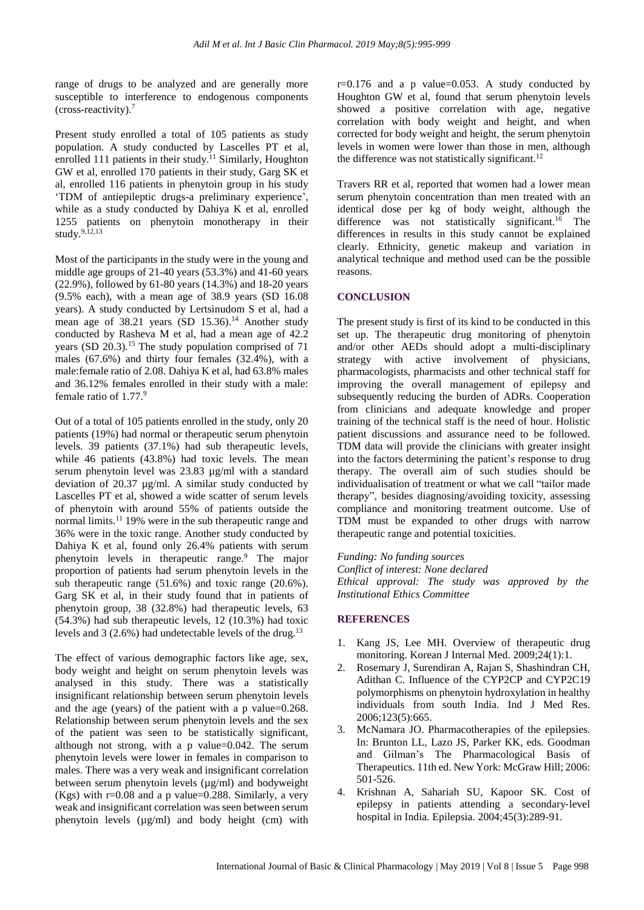range of drugs to be analyzed and are generally more susceptible to interference to endogenous components (cross-reactivity).[7]

Present study enrolled a total of 105 patients as study population. A study conducted by Lascelles PT et al, enrolled 111 patients in their study.[11] Similarly, Houghton GW et al, enrolled 170 patients in their study, Garg SK et al, enrolled 116 patients in phenytoin group in his study 'TDM of antiepileptic drugs-a preliminary experience', while as a study conducted by Dahiya K et al, enrolled 1255 patients on phenytoin monotherapy in their study.[9,12,13]

Most of the participants in the study were in the young and middle age groups of 21-40 years (53.3%) and 41-60 years (22.9%), followed by 61-80 years (14.3%) and 18-20 years (9.5% each), with a mean age of 38.9 years (SD 16.08 years). A study conducted by Lertsinudom S et al, had a mean age of 38.21 years (SD 15.36).[14] Another study conducted by Rasheva M et al, had a mean age of 42.2 years (SD 20.3).[15] The study population comprised of 71 males (67.6%) and thirty four females (32.4%), with a male:female ratio of 2.08. Dahiya K et al, had 63.8% males and 36.12% females enrolled in their study with a male: female ratio of 1.77.[9]

Out of a total of 105 patients enrolled in the study, only 20 patients (19%) had normal or therapeutic serum phenytoin levels. 39 patients (37.1%) had sub therapeutic levels, while 46 patients (43.8%) had toxic levels. The mean serum phenytoin level was 23.83 µg/ml with a standard deviation of 20.37 µg/ml. A similar study conducted by Lascelles PT et al, showed a wide scatter of serum levels of phenytoin with around 55% of patients outside the normal limits.[11] 19% were in the sub therapeutic range and 36% were in the toxic range. Another study conducted by Dahiya K et al, found only 26.4% patients with serum phenytoin levels in therapeutic range.[9] The major proportion of patients had serum phenytoin levels in the sub therapeutic range (51.6%) and toxic range (20.6%). Garg SK et al, in their study found that in patients of phenytoin group, 38 (32.8%) had therapeutic levels, 63 (54.3%) had sub therapeutic levels, 12 (10.3%) had toxic levels and 3 (2.6%) had undetectable levels of the drug.[13]

The effect of various demographic factors like age, sex, body weight and height on serum phenytoin levels was analysed in this study. There was a statistically insignificant relationship between serum phenytoin levels and the age (years) of the patient with a p value=0.268. Relationship between serum phenytoin levels and the sex of the patient was seen to be statistically significant, although not strong, with a p value=0.042. The serum phenytoin levels were lower in females in comparison to males. There was a very weak and insignificant correlation between serum phenytoin levels (µg/ml) and bodyweight (Kgs) with r=0.08 and a p value=0.288. Similarly, a very weak and insignificant correlation was seen between serum phenytoin levels (µg/ml) and body height (cm) with r=0.176 and a p value=0.053. A study conducted by Houghton GW et al, found that serum phenytoin levels showed a positive correlation with age, negative correlation with body weight and height, and when corrected for body weight and height, the serum phenytoin levels in women were lower than those in men, although the difference was not statistically significant.[12]

Travers RR et al, reported that women had a lower mean serum phenytoin concentration than men treated with an identical dose per kg of body weight, although the difference was not statistically significant.[16] The differences in results in this study cannot be explained clearly. Ethnicity, genetic makeup and variation in analytical technique and method used can be the possible reasons.

## CONCLUSION

The present study is first of its kind to be conducted in this set up. The therapeutic drug monitoring of phenytoin and/or other AEDs should adopt a multi-disciplinary strategy with active involvement of physicians, pharmacologists, pharmacists and other technical staff for improving the overall management of epilepsy and subsequently reducing the burden of ADRs. Cooperation from clinicians and adequate knowledge and proper training of the technical staff is the need of hour. Holistic patient discussions and assurance need to be followed. TDM data will provide the clinicians with greater insight into the factors determining the patient's response to drug therapy. The overall aim of such studies should be individualisation of treatment or what we call "tailor made therapy", besides diagnosing/avoiding toxicity, assessing compliance and monitoring treatment outcome. Use of TDM must be expanded to other drugs with narrow therapeutic range and potential toxicities.

*Funding: No funding sources*
*Conflict of interest: None declared*
*Ethical approval: The study was approved by the Institutional Ethics Committee*

## REFERENCES

1. Kang JS, Lee MH. Overview of therapeutic drug monitoring. Korean J Internal Med. 2009;24(1):1.
2. Rosemary J, Surendiran A, Rajan S, Shashindran CH, Adithan C. Influence of the CYP2CP and CYP2C19 polymorphisms on phenytoin hydroxylation in healthy individuals from south India. Ind J Med Res. 2006;123(5):665.
3. McNamara JO. Pharmacotherapies of the epilepsies. In: Brunton LL, Lazo JS, Parker KK, eds. Goodman and Gilman's The Pharmacological Basis of Therapeutics. 11th ed. New York: McGraw Hill; 2006: 501-526.
4. Krishnan A, Sahariah SU, Kapoor SK. Cost of epilepsy in patients attending a secondary-level hospital in India. Epilepsia. 2004;45(3):289-91.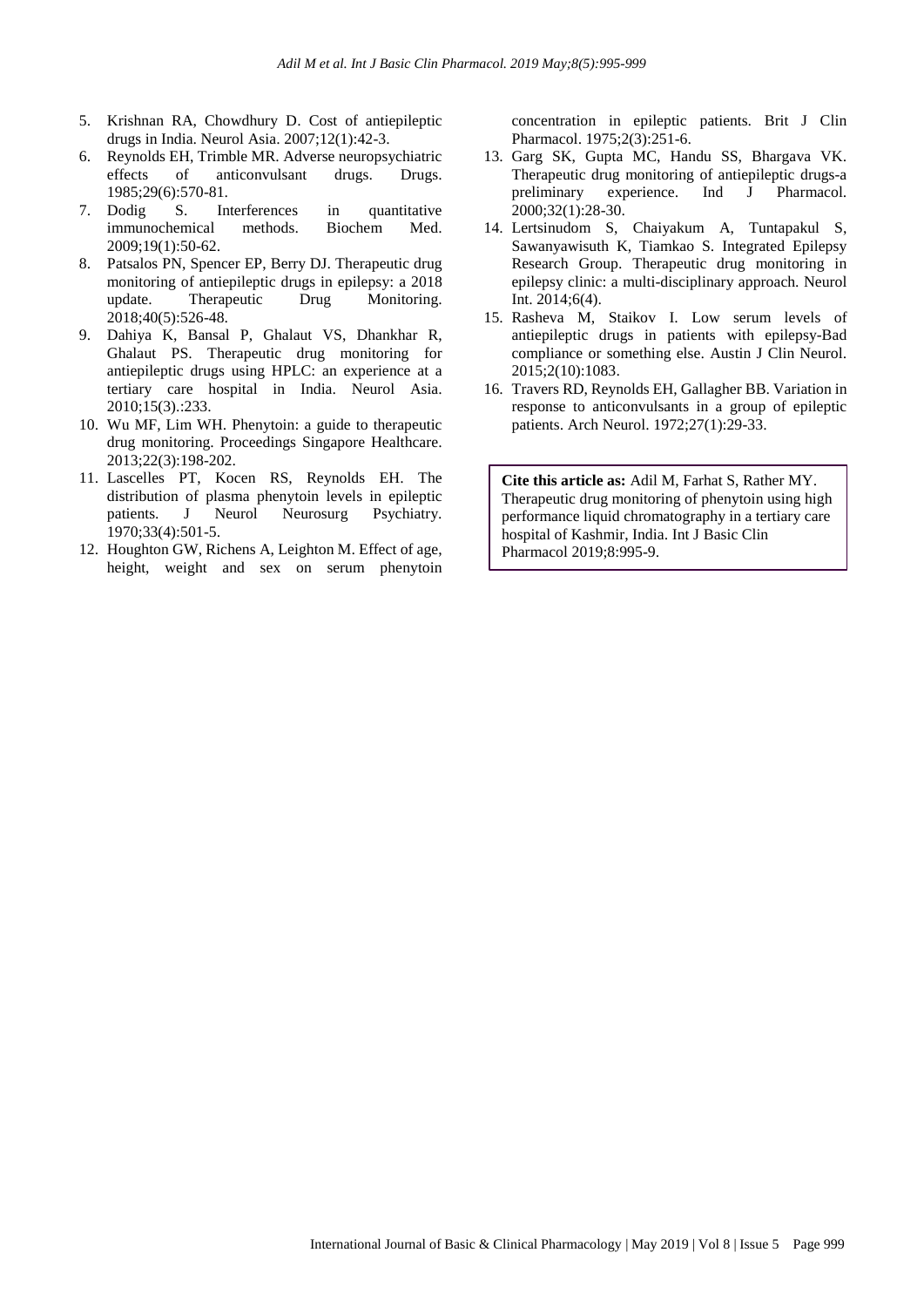5. Krishnan RA, Chowdhury D. Cost of antiepileptic drugs in India. Neurol Asia. 2007;12(1):42-3.
6. Reynolds EH, Trimble MR. Adverse neuropsychiatric effects of anticonvulsant drugs. Drugs. 1985;29(6):570-81.
7. Dodig S. Interferences in quantitative immunochemical methods. Biochem Med. 2009;19(1):50-62.
8. Patsalos PN, Spencer EP, Berry DJ. Therapeutic drug monitoring of antiepileptic drugs in epilepsy: a 2018 update. Therapeutic Drug Monitoring. 2018;40(5):526-48.
9. Dahiya K, Bansal P, Ghalaut VS, Dhankhar R, Ghalaut PS. Therapeutic drug monitoring for antiepileptic drugs using HPLC: an experience at a tertiary care hospital in India. Neurol Asia. 2010;15(3).:233.
10. Wu MF, Lim WH. Phenytoin: a guide to therapeutic drug monitoring. Proceedings Singapore Healthcare. 2013;22(3):198-202.
11. Lascelles PT, Kocen RS, Reynolds EH. The distribution of plasma phenytoin levels in epileptic patients. J Neurol Neurosurg Psychiatry. 1970;33(4):501-5.
12. Houghton GW, Richens A, Leighton M. Effect of age, height, weight and sex on serum phenytoin concentration in epileptic patients. Brit J Clin Pharmacol. 1975;2(3):251-6.
13. Garg SK, Gupta MC, Handu SS, Bhargava VK. Therapeutic drug monitoring of antiepileptic drugs-a preliminary experience. Ind J Pharmacol. 2000;32(1):28-30.
14. Lertsinudom S, Chaiyakum A, Tuntapakul S, Sawanyawisuth K, Tiamkao S. Integrated Epilepsy Research Group. Therapeutic drug monitoring in epilepsy clinic: a multi-disciplinary approach. Neurol Int. 2014;6(4).
15. Rasheva M, Staikov I. Low serum levels of antiepileptic drugs in patients with epilepsy-Bad compliance or something else. Austin J Clin Neurol. 2015;2(10):1083.
16. Travers RD, Reynolds EH, Gallagher BB. Variation in response to anticonvulsants in a group of epileptic patients. Arch Neurol. 1972;27(1):29-33.

**Cite this article as:** Adil M, Farhat S, Rather MY. Therapeutic drug monitoring of phenytoin using high performance liquid chromatography in a tertiary care hospital of Kashmir, India. Int J Basic Clin Pharmacol 2019;8:995-9.